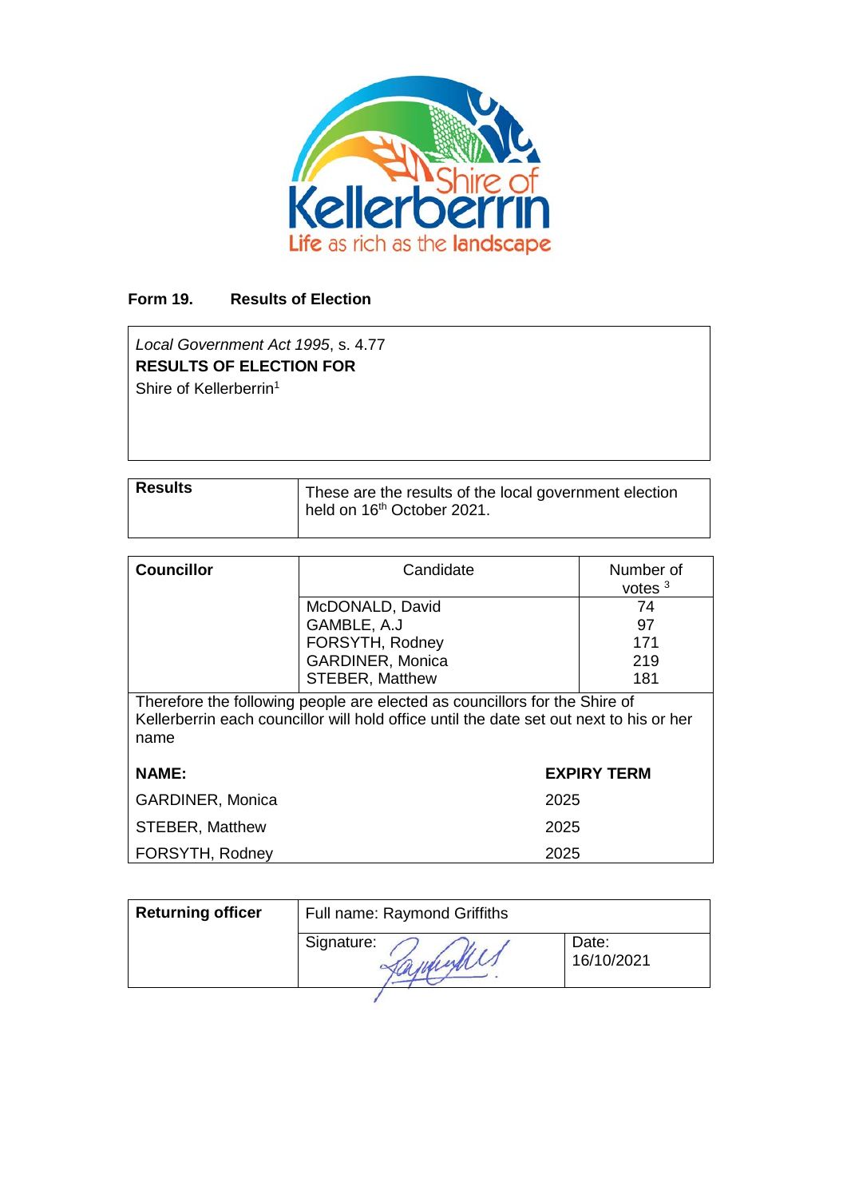Shire of Kellerberrin

Life as rich as the landscape

**Form 19. Results of Election**

| *Local Government Act 1995*, s. 4.77 |
|---|
| **RESULTS OF ELECTION FOR** |
| Shire of Kellerberrin[1] |

| **Results** | These are the results of the local government election held on 16th October 2021. |
|---|---|

| **Councillor** | Candidate | Number of votes [3] |
|---|---|---|
| | McDONALD, David | 74 |
| | GAMBLE, A.J | 97 |
| | FORSYTH, Rodney | 171 |
| | GARDINER, Monica | 219 |
| | STEBER, Matthew | 181 |

Therefore the following people are elected as councillors for the Shire of Kellerberrin each councillor will hold office until the date set out next to his or her name

| **NAME:** | **EXPIRY TERM** |
|---|---|
| GARDINER, Monica | 2025 |
| STEBER, Matthew | 2025 |
| FORSYTH, Rodney | 2025 |

| **Returning officer** | Full name: Raymond Griffiths | |
|---|---|---|
| | Signature: | Date: 16/10/2021 |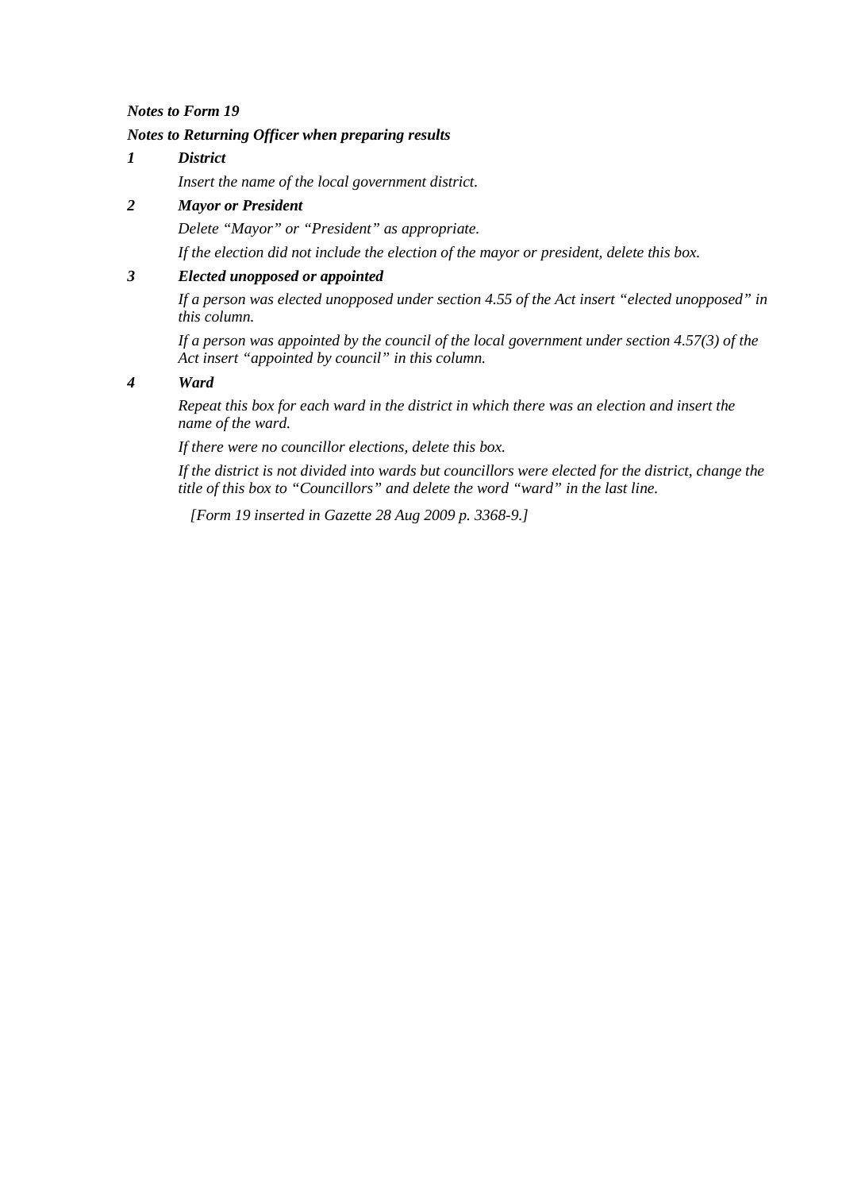***Notes to Form 19***

***Notes to Returning Officer when preparing results***

***1 District***

*Insert the name of the local government district.*

***2 Mayor or President***

*Delete "Mayor" or "President" as appropriate.*

*If the election did not include the election of the mayor or president, delete this box.*

***3 Elected unopposed or appointed***

*If a person was elected unopposed under section 4.55 of the Act insert "elected unopposed" in this column.*

*If a person was appointed by the council of the local government under section 4.57(3) of the Act insert "appointed by council" in this column.*

***4 Ward***

*Repeat this box for each ward in the district in which there was an election and insert the name of the ward.*

*If there were no councillor elections, delete this box.*

*If the district is not divided into wards but councillors were elected for the district, change the title of this box to "Councillors" and delete the word "ward" in the last line.*

*[Form 19 inserted in Gazette 28 Aug 2009 p. 3368-9.]*